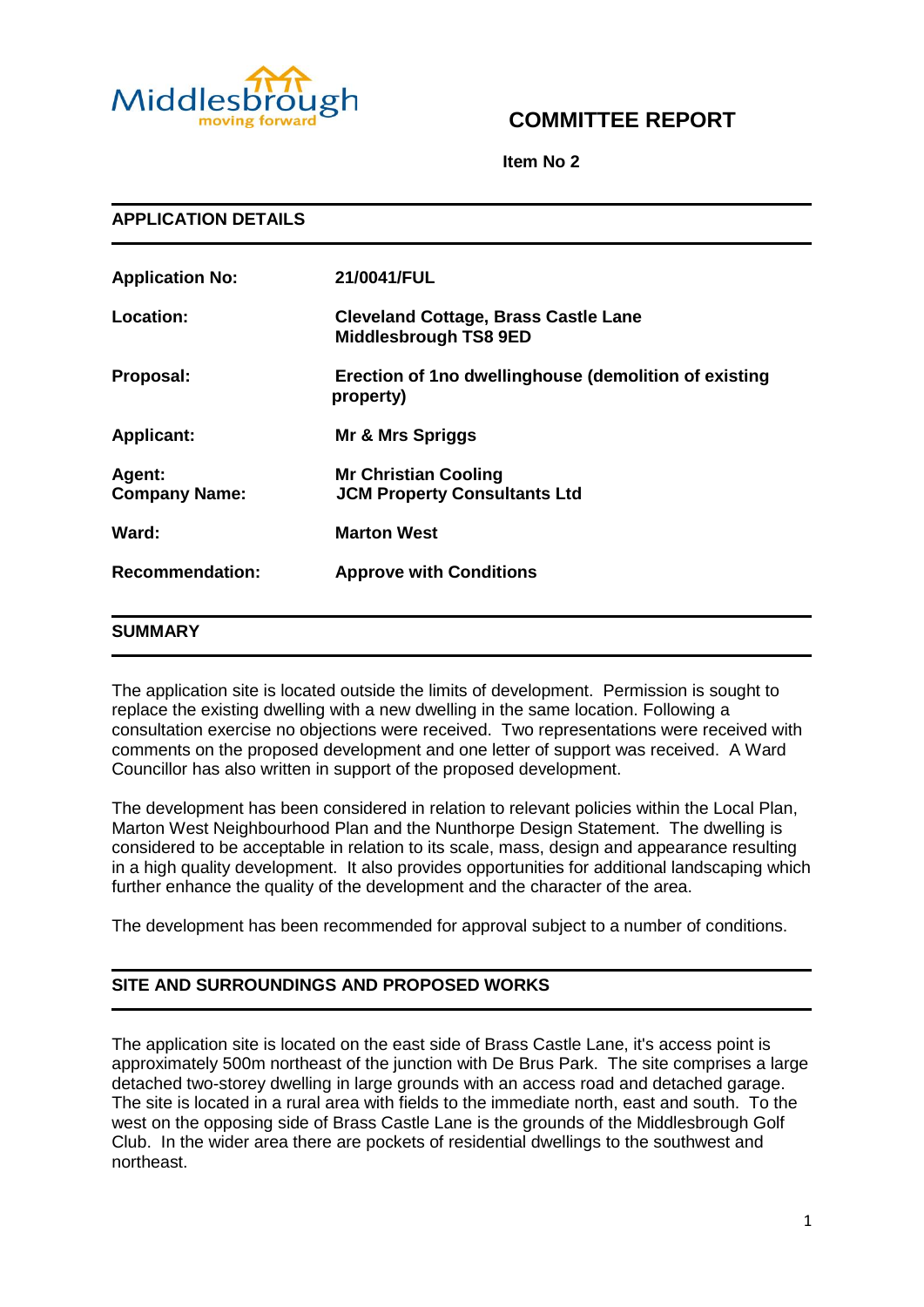# COMMITTEE REPORT

**Item No 2**

## APPLICATION DETAILS

| | |
|---|---|
| **Application No:** | **21/0041/FUL** |
| **Location:** | **Cleveland Cottage, Brass Castle Lane Middlesbrough TS8 9ED** |
| **Proposal:** | **Erection of 1no dwellinghouse (demolition of existing property)** |
| **Applicant:** | **Mr & Mrs Spriggs** |
| **Agent:** **Company Name:** | **Mr Christian Cooling** **JCM Property Consultants Ltd** |
| **Ward:** | **Marton West** |
| **Recommendation:** | **Approve with Conditions** |

## SUMMARY

The application site is located outside the limits of development. Permission is sought to replace the existing dwelling with a new dwelling in the same location. Following a consultation exercise no objections were received. Two representations were received with comments on the proposed development and one letter of support was received. A Ward Councillor has also written in support of the proposed development.

The development has been considered in relation to relevant policies within the Local Plan, Marton West Neighbourhood Plan and the Nunthorpe Design Statement. The dwelling is considered to be acceptable in relation to its scale, mass, design and appearance resulting in a high quality development. It also provides opportunities for additional landscaping which further enhance the quality of the development and the character of the area.

The development has been recommended for approval subject to a number of conditions.

## SITE AND SURROUNDINGS AND PROPOSED WORKS

The application site is located on the east side of Brass Castle Lane, it's access point is approximately 500m northeast of the junction with De Brus Park. The site comprises a large detached two-storey dwelling in large grounds with an access road and detached garage. The site is located in a rural area with fields to the immediate north, east and south. To the west on the opposing side of Brass Castle Lane is the grounds of the Middlesbrough Golf Club. In the wider area there are pockets of residential dwellings to the southwest and northeast.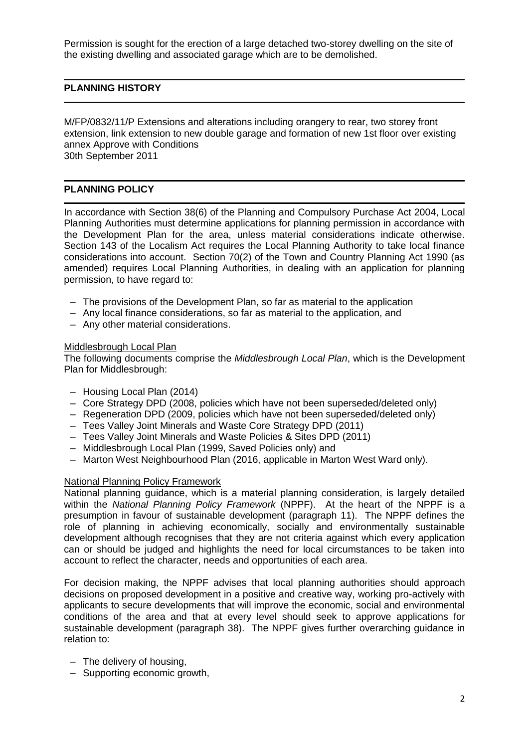Permission is sought for the erection of a large detached two-storey dwelling on the site of the existing dwelling and associated garage which are to be demolished.

## PLANNING HISTORY

M/FP/0832/11/P Extensions and alterations including orangery to rear, two storey front extension, link extension to new double garage and formation of new 1st floor over existing annex Approve with Conditions
30th September 2011

## PLANNING POLICY

In accordance with Section 38(6) of the Planning and Compulsory Purchase Act 2004, Local Planning Authorities must determine applications for planning permission in accordance with the Development Plan for the area, unless material considerations indicate otherwise. Section 143 of the Localism Act requires the Local Planning Authority to take local finance considerations into account. Section 70(2) of the Town and Country Planning Act 1990 (as amended) requires Local Planning Authorities, in dealing with an application for planning permission, to have regard to:

- The provisions of the Development Plan, so far as material to the application
- Any local finance considerations, so far as material to the application, and
- Any other material considerations.

Middlesbrough Local Plan

The following documents comprise the *Middlesbrough Local Plan*, which is the Development Plan for Middlesbrough:

- Housing Local Plan (2014)
- Core Strategy DPD (2008, policies which have not been superseded/deleted only)
- Regeneration DPD (2009, policies which have not been superseded/deleted only)
- Tees Valley Joint Minerals and Waste Core Strategy DPD (2011)
- Tees Valley Joint Minerals and Waste Policies & Sites DPD (2011)
- Middlesbrough Local Plan (1999, Saved Policies only) and
- Marton West Neighbourhood Plan (2016, applicable in Marton West Ward only).

National Planning Policy Framework

National planning guidance, which is a material planning consideration, is largely detailed within the *National Planning Policy Framework* (NPPF). At the heart of the NPPF is a presumption in favour of sustainable development (paragraph 11). The NPPF defines the role of planning in achieving economically, socially and environmentally sustainable development although recognises that they are not criteria against which every application can or should be judged and highlights the need for local circumstances to be taken into account to reflect the character, needs and opportunities of each area.

For decision making, the NPPF advises that local planning authorities should approach decisions on proposed development in a positive and creative way, working pro-actively with applicants to secure developments that will improve the economic, social and environmental conditions of the area and that at every level should seek to approve applications for sustainable development (paragraph 38). The NPPF gives further overarching guidance in relation to:

- The delivery of housing,
- Supporting economic growth,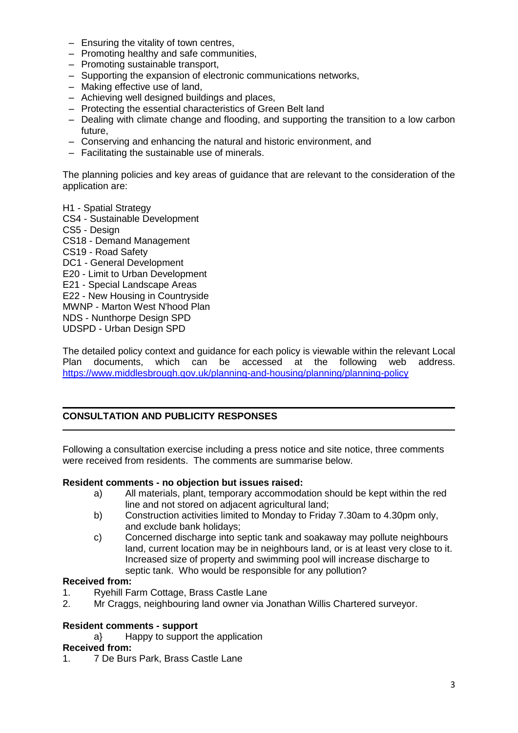- Ensuring the vitality of town centres,
- Promoting healthy and safe communities,
- Promoting sustainable transport,
- Supporting the expansion of electronic communications networks,
- Making effective use of land,
- Achieving well designed buildings and places,
- Protecting the essential characteristics of Green Belt land
- Dealing with climate change and flooding, and supporting the transition to a low carbon future,
- Conserving and enhancing the natural and historic environment, and
- Facilitating the sustainable use of minerals.

The planning policies and key areas of guidance that are relevant to the consideration of the application are:

H1 - Spatial Strategy
CS4 - Sustainable Development
CS5 - Design
CS18 - Demand Management
CS19 - Road Safety
DC1 - General Development
E20 - Limit to Urban Development
E21 - Special Landscape Areas
E22 - New Housing in Countryside
MWNP - Marton West N'hood Plan
NDS - Nunthorpe Design SPD
UDSPD - Urban Design SPD

The detailed policy context and guidance for each policy is viewable within the relevant Local Plan documents, which can be accessed at the following web address. https://www.middlesbrough.gov.uk/planning-and-housing/planning/planning-policy

## CONSULTATION AND PUBLICITY RESPONSES

Following a consultation exercise including a press notice and site notice, three comments were received from residents. The comments are summarise below.

**Resident comments - no objection but issues raised:**

a) All materials, plant, temporary accommodation should be kept within the red line and not stored on adjacent agricultural land;

b) Construction activities limited to Monday to Friday 7.30am to 4.30pm only, and exclude bank holidays;

c) Concerned discharge into septic tank and soakaway may pollute neighbours land, current location may be in neighbours land, or is at least very close to it. Increased size of property and swimming pool will increase discharge to septic tank. Who would be responsible for any pollution?

**Received from:**

1. Ryehill Farm Cottage, Brass Castle Lane
2. Mr Craggs, neighbouring land owner via Jonathan Willis Chartered surveyor.

**Resident comments - support**

a} Happy to support the application

**Received from:**

1. 7 De Burs Park, Brass Castle Lane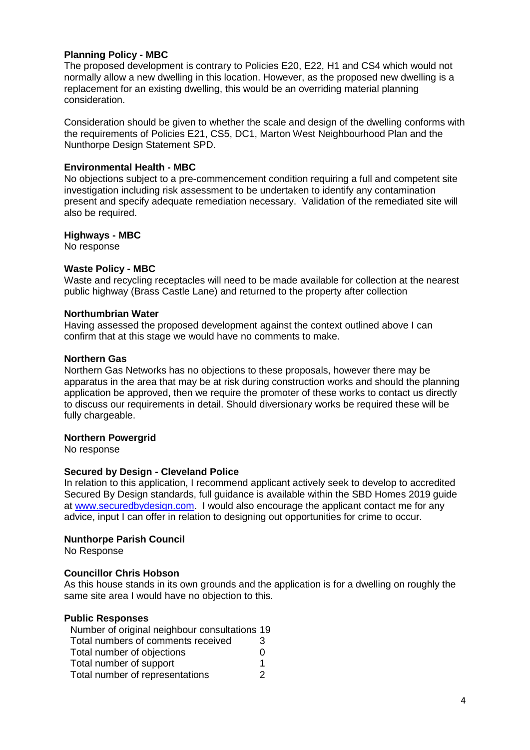**Planning Policy - MBC**

The proposed development is contrary to Policies E20, E22, H1 and CS4 which would not normally allow a new dwelling in this location. However, as the proposed new dwelling is a replacement for an existing dwelling, this would be an overriding material planning consideration.

Consideration should be given to whether the scale and design of the dwelling conforms with the requirements of Policies E21, CS5, DC1, Marton West Neighbourhood Plan and the Nunthorpe Design Statement SPD.

**Environmental Health - MBC**

No objections subject to a pre-commencement condition requiring a full and competent site investigation including risk assessment to be undertaken to identify any contamination present and specify adequate remediation necessary. Validation of the remediated site will also be required.

**Highways - MBC**

No response

**Waste Policy - MBC**

Waste and recycling receptacles will need to be made available for collection at the nearest public highway (Brass Castle Lane) and returned to the property after collection

**Northumbrian Water**

Having assessed the proposed development against the context outlined above I can confirm that at this stage we would have no comments to make.

**Northern Gas**

Northern Gas Networks has no objections to these proposals, however there may be apparatus in the area that may be at risk during construction works and should the planning application be approved, then we require the promoter of these works to contact us directly to discuss our requirements in detail. Should diversionary works be required these will be fully chargeable.

**Northern Powergrid**

No response

**Secured by Design - Cleveland Police**

In relation to this application, I recommend applicant actively seek to develop to accredited Secured By Design standards, full guidance is available within the SBD Homes 2019 guide at [www.securedbydesign.com](http://www.securedbydesign.com). I would also encourage the applicant contact me for any advice, input I can offer in relation to designing out opportunities for crime to occur.

**Nunthorpe Parish Council**

No Response

**Councillor Chris Hobson**

As this house stands in its own grounds and the application is for a dwelling on roughly the same site area I would have no objection to this.

**Public Responses**

| | |
|---|---|
| Number of original neighbour consultations | 19 |
| Total numbers of comments received | 3 |
| Total number of objections | 0 |
| Total number of support | 1 |
| Total number of representations | 2 |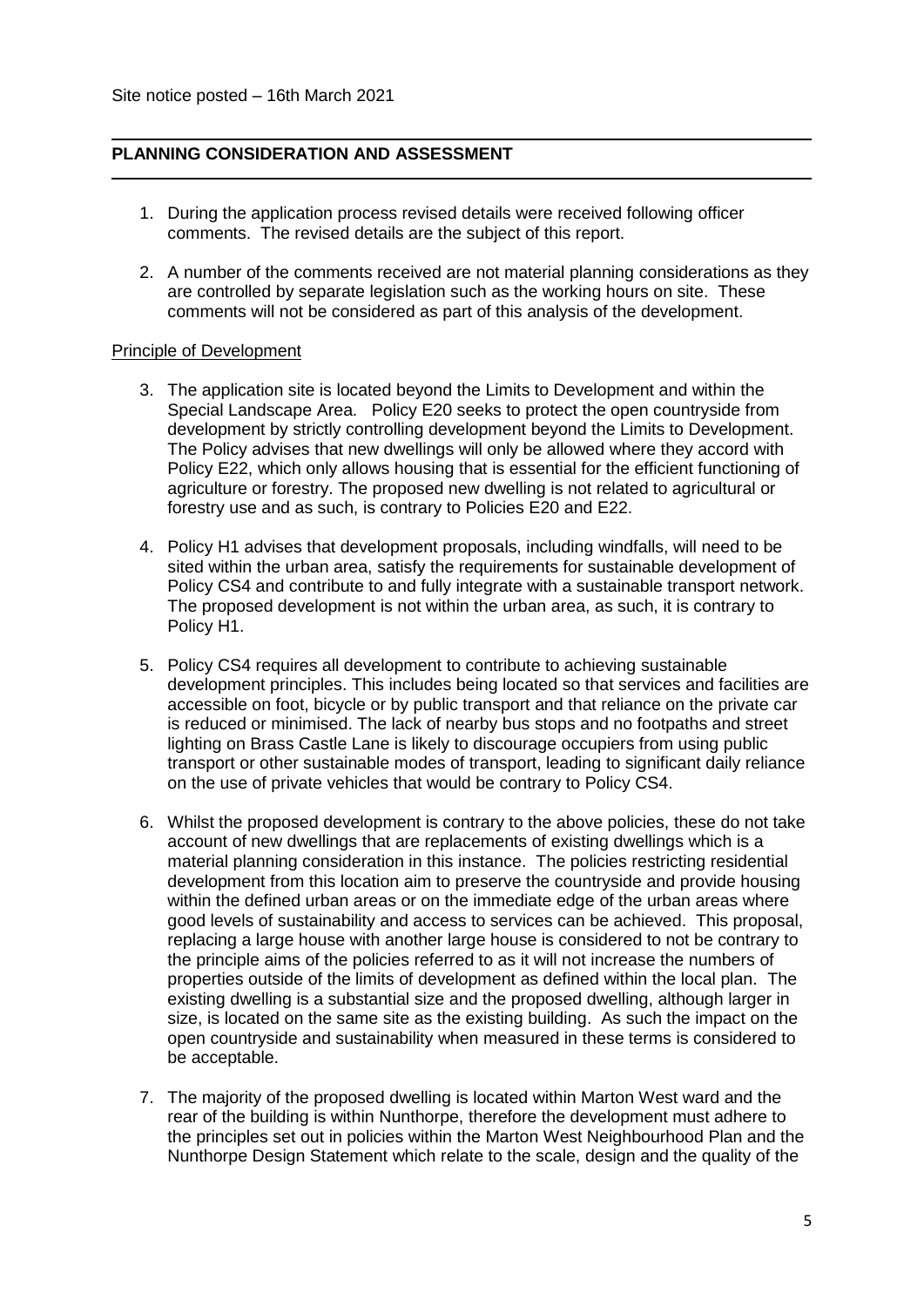Site notice posted – 16th March 2021

## PLANNING CONSIDERATION AND ASSESSMENT

1. During the application process revised details were received following officer comments. The revised details are the subject of this report.

2. A number of the comments received are not material planning considerations as they are controlled by separate legislation such as the working hours on site. These comments will not be considered as part of this analysis of the development.

Principle of Development

3. The application site is located beyond the Limits to Development and within the Special Landscape Area. Policy E20 seeks to protect the open countryside from development by strictly controlling development beyond the Limits to Development. The Policy advises that new dwellings will only be allowed where they accord with Policy E22, which only allows housing that is essential for the efficient functioning of agriculture or forestry. The proposed new dwelling is not related to agricultural or forestry use and as such, is contrary to Policies E20 and E22.

4. Policy H1 advises that development proposals, including windfalls, will need to be sited within the urban area, satisfy the requirements for sustainable development of Policy CS4 and contribute to and fully integrate with a sustainable transport network. The proposed development is not within the urban area, as such, it is contrary to Policy H1.

5. Policy CS4 requires all development to contribute to achieving sustainable development principles. This includes being located so that services and facilities are accessible on foot, bicycle or by public transport and that reliance on the private car is reduced or minimised. The lack of nearby bus stops and no footpaths and street lighting on Brass Castle Lane is likely to discourage occupiers from using public transport or other sustainable modes of transport, leading to significant daily reliance on the use of private vehicles that would be contrary to Policy CS4.

6. Whilst the proposed development is contrary to the above policies, these do not take account of new dwellings that are replacements of existing dwellings which is a material planning consideration in this instance. The policies restricting residential development from this location aim to preserve the countryside and provide housing within the defined urban areas or on the immediate edge of the urban areas where good levels of sustainability and access to services can be achieved. This proposal, replacing a large house with another large house is considered to not be contrary to the principle aims of the policies referred to as it will not increase the numbers of properties outside of the limits of development as defined within the local plan. The existing dwelling is a substantial size and the proposed dwelling, although larger in size, is located on the same site as the existing building. As such the impact on the open countryside and sustainability when measured in these terms is considered to be acceptable.

7. The majority of the proposed dwelling is located within Marton West ward and the rear of the building is within Nunthorpe, therefore the development must adhere to the principles set out in policies within the Marton West Neighbourhood Plan and the Nunthorpe Design Statement which relate to the scale, design and the quality of the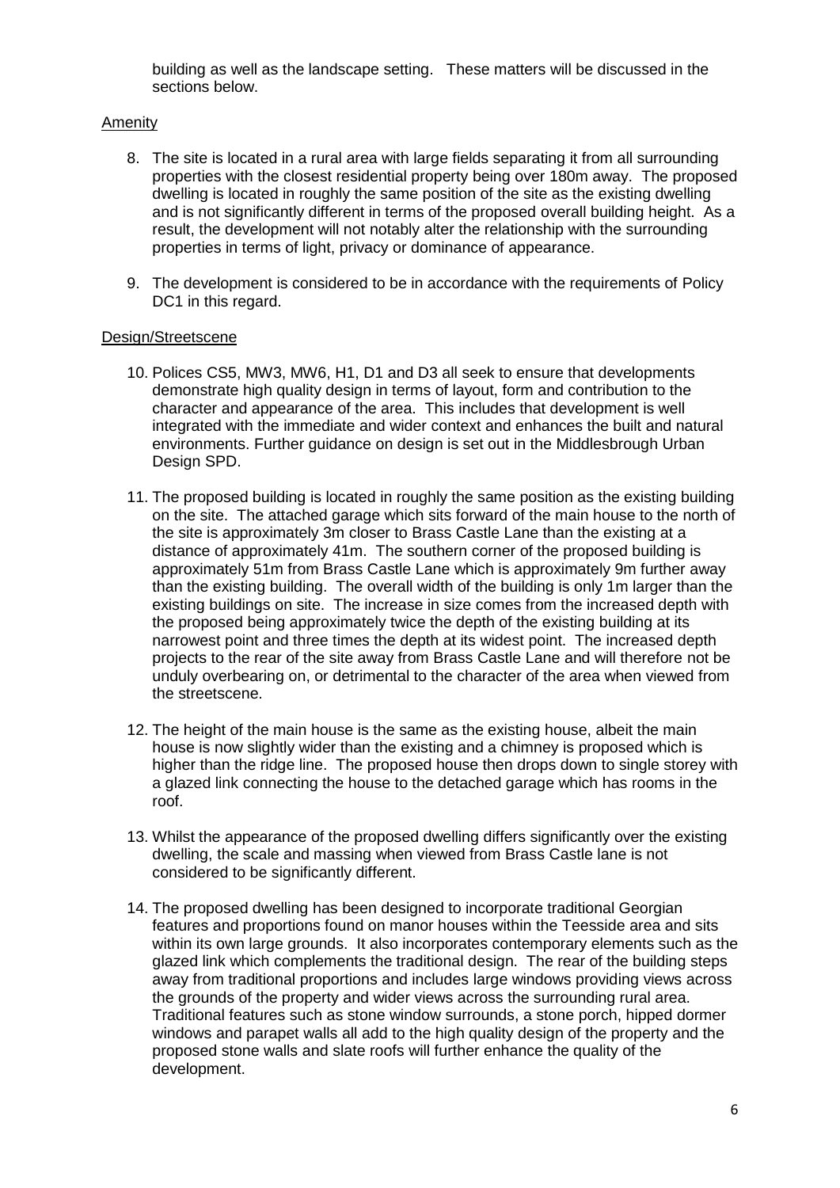building as well as the landscape setting. These matters will be discussed in the sections below.

Amenity

8. The site is located in a rural area with large fields separating it from all surrounding properties with the closest residential property being over 180m away. The proposed dwelling is located in roughly the same position of the site as the existing dwelling and is not significantly different in terms of the proposed overall building height. As a result, the development will not notably alter the relationship with the surrounding properties in terms of light, privacy or dominance of appearance.

9. The development is considered to be in accordance with the requirements of Policy DC1 in this regard.

Design/Streetscene

10. Polices CS5, MW3, MW6, H1, D1 and D3 all seek to ensure that developments demonstrate high quality design in terms of layout, form and contribution to the character and appearance of the area. This includes that development is well integrated with the immediate and wider context and enhances the built and natural environments. Further guidance on design is set out in the Middlesbrough Urban Design SPD.

11. The proposed building is located in roughly the same position as the existing building on the site. The attached garage which sits forward of the main house to the north of the site is approximately 3m closer to Brass Castle Lane than the existing at a distance of approximately 41m. The southern corner of the proposed building is approximately 51m from Brass Castle Lane which is approximately 9m further away than the existing building. The overall width of the building is only 1m larger than the existing buildings on site. The increase in size comes from the increased depth with the proposed being approximately twice the depth of the existing building at its narrowest point and three times the depth at its widest point. The increased depth projects to the rear of the site away from Brass Castle Lane and will therefore not be unduly overbearing on, or detrimental to the character of the area when viewed from the streetscene.

12. The height of the main house is the same as the existing house, albeit the main house is now slightly wider than the existing and a chimney is proposed which is higher than the ridge line. The proposed house then drops down to single storey with a glazed link connecting the house to the detached garage which has rooms in the roof.

13. Whilst the appearance of the proposed dwelling differs significantly over the existing dwelling, the scale and massing when viewed from Brass Castle lane is not considered to be significantly different.

14. The proposed dwelling has been designed to incorporate traditional Georgian features and proportions found on manor houses within the Teesside area and sits within its own large grounds. It also incorporates contemporary elements such as the glazed link which complements the traditional design. The rear of the building steps away from traditional proportions and includes large windows providing views across the grounds of the property and wider views across the surrounding rural area. Traditional features such as stone window surrounds, a stone porch, hipped dormer windows and parapet walls all add to the high quality design of the property and the proposed stone walls and slate roofs will further enhance the quality of the development.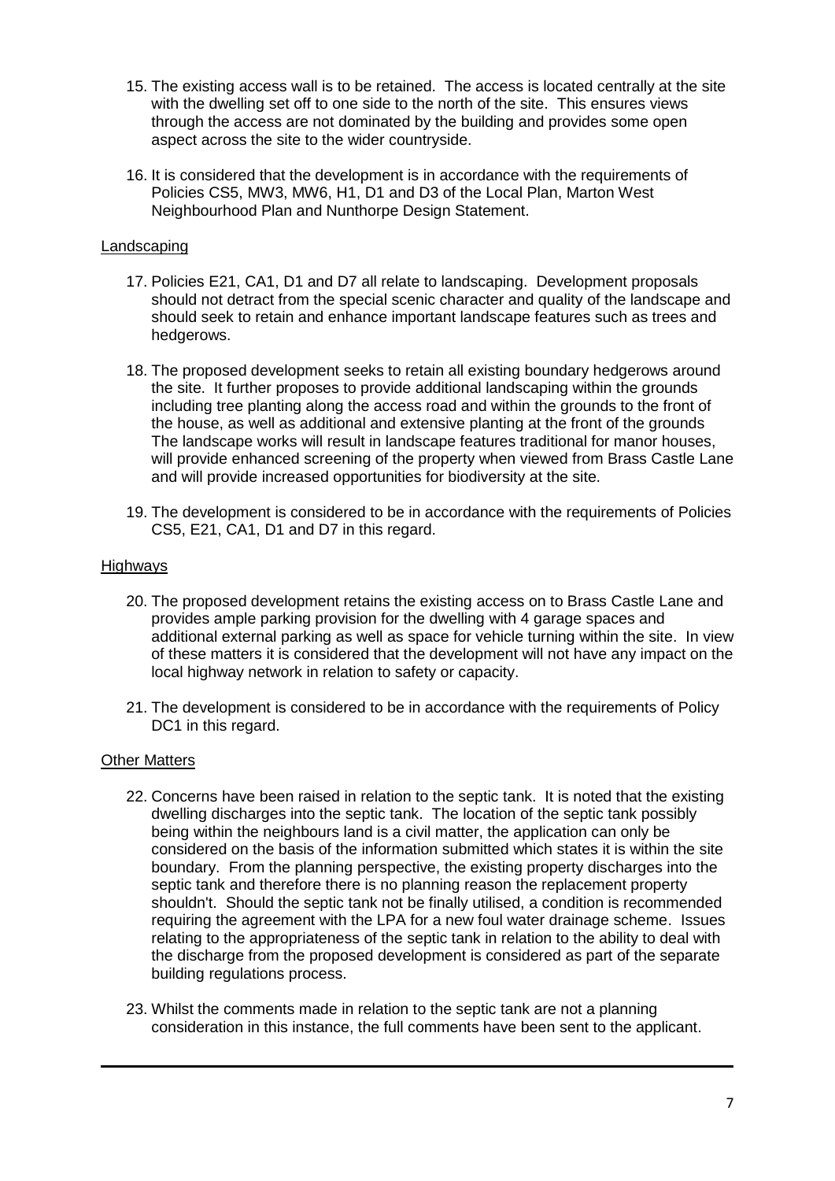15. The existing access wall is to be retained. The access is located centrally at the site with the dwelling set off to one side to the north of the site. This ensures views through the access are not dominated by the building and provides some open aspect across the site to the wider countryside.

16. It is considered that the development is in accordance with the requirements of Policies CS5, MW3, MW6, H1, D1 and D3 of the Local Plan, Marton West Neighbourhood Plan and Nunthorpe Design Statement.

Landscaping

17. Policies E21, CA1, D1 and D7 all relate to landscaping. Development proposals should not detract from the special scenic character and quality of the landscape and should seek to retain and enhance important landscape features such as trees and hedgerows.

18. The proposed development seeks to retain all existing boundary hedgerows around the site. It further proposes to provide additional landscaping within the grounds including tree planting along the access road and within the grounds to the front of the house, as well as additional and extensive planting at the front of the grounds The landscape works will result in landscape features traditional for manor houses, will provide enhanced screening of the property when viewed from Brass Castle Lane and will provide increased opportunities for biodiversity at the site.

19. The development is considered to be in accordance with the requirements of Policies CS5, E21, CA1, D1 and D7 in this regard.

Highways

20. The proposed development retains the existing access on to Brass Castle Lane and provides ample parking provision for the dwelling with 4 garage spaces and additional external parking as well as space for vehicle turning within the site. In view of these matters it is considered that the development will not have any impact on the local highway network in relation to safety or capacity.

21. The development is considered to be in accordance with the requirements of Policy DC1 in this regard.

Other Matters

22. Concerns have been raised in relation to the septic tank. It is noted that the existing dwelling discharges into the septic tank. The location of the septic tank possibly being within the neighbours land is a civil matter, the application can only be considered on the basis of the information submitted which states it is within the site boundary. From the planning perspective, the existing property discharges into the septic tank and therefore there is no planning reason the replacement property shouldn't. Should the septic tank not be finally utilised, a condition is recommended requiring the agreement with the LPA for a new foul water drainage scheme. Issues relating to the appropriateness of the septic tank in relation to the ability to deal with the discharge from the proposed development is considered as part of the separate building regulations process.

23. Whilst the comments made in relation to the septic tank are not a planning consideration in this instance, the full comments have been sent to the applicant.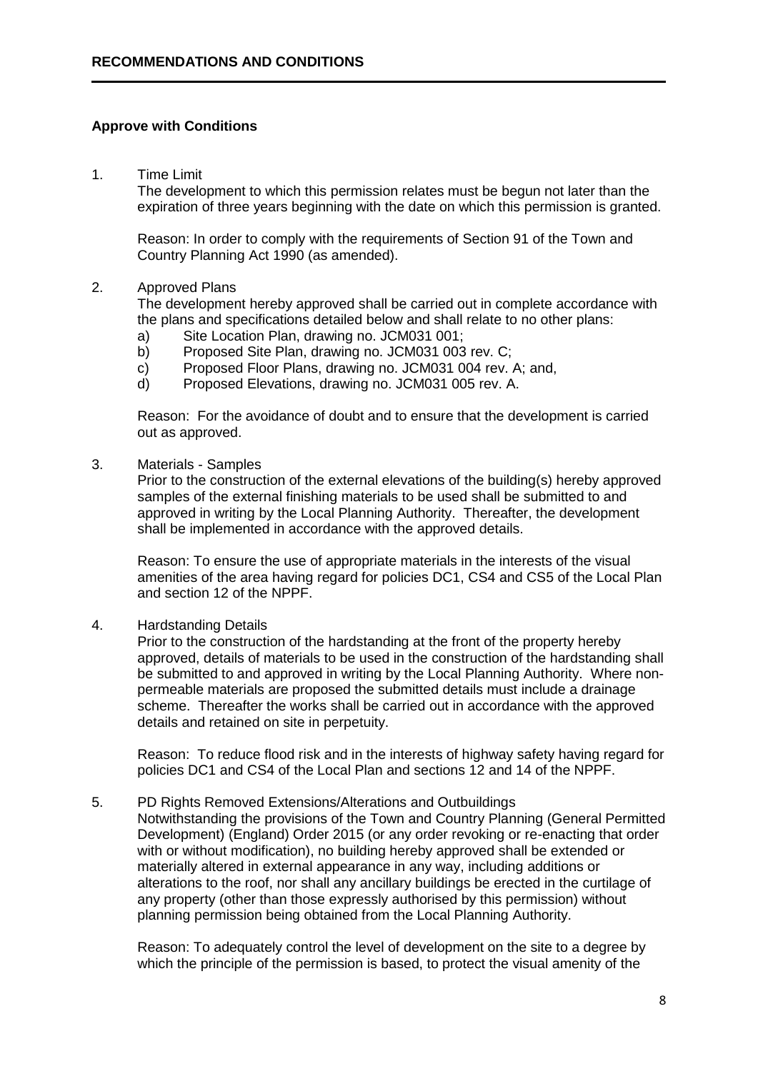## RECOMMENDATIONS AND CONDITIONS

### Approve with Conditions

1. Time Limit

   The development to which this permission relates must be begun not later than the expiration of three years beginning with the date on which this permission is granted.

   Reason: In order to comply with the requirements of Section 91 of the Town and Country Planning Act 1990 (as amended).

2. Approved Plans

   The development hereby approved shall be carried out in complete accordance with the plans and specifications detailed below and shall relate to no other plans:

   a) Site Location Plan, drawing no. JCM031 001;
   b) Proposed Site Plan, drawing no. JCM031 003 rev. C;
   c) Proposed Floor Plans, drawing no. JCM031 004 rev. A; and,
   d) Proposed Elevations, drawing no. JCM031 005 rev. A.

   Reason: For the avoidance of doubt and to ensure that the development is carried out as approved.

3. Materials - Samples

   Prior to the construction of the external elevations of the building(s) hereby approved samples of the external finishing materials to be used shall be submitted to and approved in writing by the Local Planning Authority. Thereafter, the development shall be implemented in accordance with the approved details.

   Reason: To ensure the use of appropriate materials in the interests of the visual amenities of the area having regard for policies DC1, CS4 and CS5 of the Local Plan and section 12 of the NPPF.

4. Hardstanding Details

   Prior to the construction of the hardstanding at the front of the property hereby approved, details of materials to be used in the construction of the hardstanding shall be submitted to and approved in writing by the Local Planning Authority. Where non-permeable materials are proposed the submitted details must include a drainage scheme. Thereafter the works shall be carried out in accordance with the approved details and retained on site in perpetuity.

   Reason: To reduce flood risk and in the interests of highway safety having regard for policies DC1 and CS4 of the Local Plan and sections 12 and 14 of the NPPF.

5. PD Rights Removed Extensions/Alterations and Outbuildings

   Notwithstanding the provisions of the Town and Country Planning (General Permitted Development) (England) Order 2015 (or any order revoking or re-enacting that order with or without modification), no building hereby approved shall be extended or materially altered in external appearance in any way, including additions or alterations to the roof, nor shall any ancillary buildings be erected in the curtilage of any property (other than those expressly authorised by this permission) without planning permission being obtained from the Local Planning Authority.

   Reason: To adequately control the level of development on the site to a degree by which the principle of the permission is based, to protect the visual amenity of the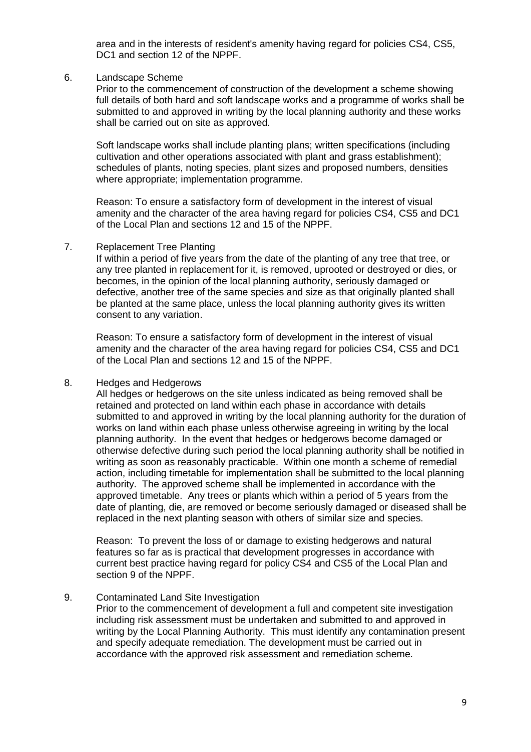area and in the interests of resident's amenity having regard for policies CS4, CS5, DC1 and section 12 of the NPPF.

6. Landscape Scheme

   Prior to the commencement of construction of the development a scheme showing full details of both hard and soft landscape works and a programme of works shall be submitted to and approved in writing by the local planning authority and these works shall be carried out on site as approved.

   Soft landscape works shall include planting plans; written specifications (including cultivation and other operations associated with plant and grass establishment); schedules of plants, noting species, plant sizes and proposed numbers, densities where appropriate; implementation programme.

   Reason: To ensure a satisfactory form of development in the interest of visual amenity and the character of the area having regard for policies CS4, CS5 and DC1 of the Local Plan and sections 12 and 15 of the NPPF.

7. Replacement Tree Planting

   If within a period of five years from the date of the planting of any tree that tree, or any tree planted in replacement for it, is removed, uprooted or destroyed or dies, or becomes, in the opinion of the local planning authority, seriously damaged or defective, another tree of the same species and size as that originally planted shall be planted at the same place, unless the local planning authority gives its written consent to any variation.

   Reason: To ensure a satisfactory form of development in the interest of visual amenity and the character of the area having regard for policies CS4, CS5 and DC1 of the Local Plan and sections 12 and 15 of the NPPF.

8. Hedges and Hedgerows

   All hedges or hedgerows on the site unless indicated as being removed shall be retained and protected on land within each phase in accordance with details submitted to and approved in writing by the local planning authority for the duration of works on land within each phase unless otherwise agreeing in writing by the local planning authority. In the event that hedges or hedgerows become damaged or otherwise defective during such period the local planning authority shall be notified in writing as soon as reasonably practicable. Within one month a scheme of remedial action, including timetable for implementation shall be submitted to the local planning authority. The approved scheme shall be implemented in accordance with the approved timetable. Any trees or plants which within a period of 5 years from the date of planting, die, are removed or become seriously damaged or diseased shall be replaced in the next planting season with others of similar size and species.

   Reason: To prevent the loss of or damage to existing hedgerows and natural features so far as is practical that development progresses in accordance with current best practice having regard for policy CS4 and CS5 of the Local Plan and section 9 of the NPPF.

9. Contaminated Land Site Investigation

   Prior to the commencement of development a full and competent site investigation including risk assessment must be undertaken and submitted to and approved in writing by the Local Planning Authority. This must identify any contamination present and specify adequate remediation. The development must be carried out in accordance with the approved risk assessment and remediation scheme.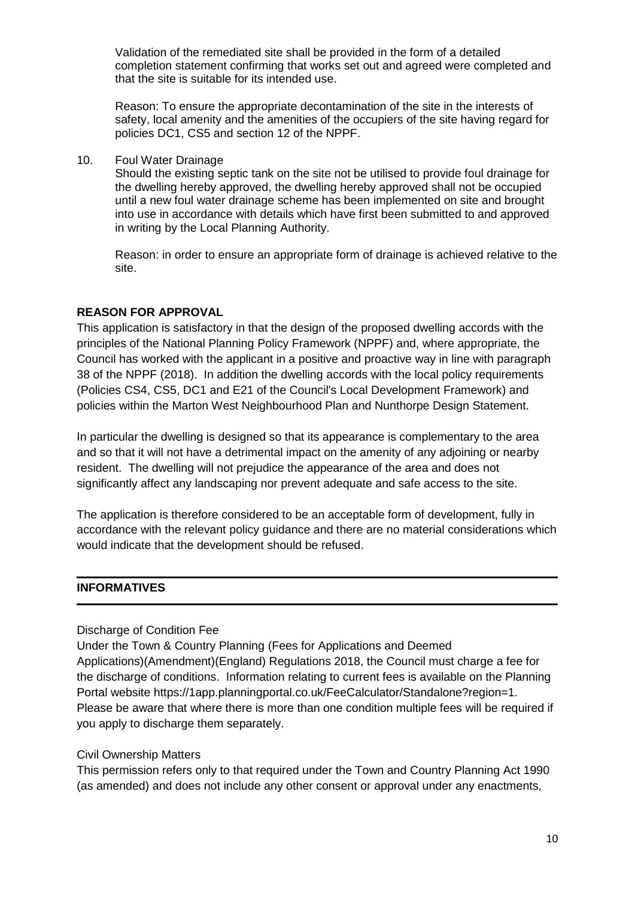Validation of the remediated site shall be provided in the form of a detailed completion statement confirming that works set out and agreed were completed and that the site is suitable for its intended use.

Reason: To ensure the appropriate decontamination of the site in the interests of safety, local amenity and the amenities of the occupiers of the site having regard for policies DC1, CS5 and section 12 of the NPPF.

10. Foul Water Drainage

    Should the existing septic tank on the site not be utilised to provide foul drainage for the dwelling hereby approved, the dwelling hereby approved shall not be occupied until a new foul water drainage scheme has been implemented on site and brought into use in accordance with details which have first been submitted to and approved in writing by the Local Planning Authority.

    Reason: in order to ensure an appropriate form of drainage is achieved relative to the site.

**REASON FOR APPROVAL**

This application is satisfactory in that the design of the proposed dwelling accords with the principles of the National Planning Policy Framework (NPPF) and, where appropriate, the Council has worked with the applicant in a positive and proactive way in line with paragraph 38 of the NPPF (2018). In addition the dwelling accords with the local policy requirements (Policies CS4, CS5, DC1 and E21 of the Council's Local Development Framework) and policies within the Marton West Neighbourhood Plan and Nunthorpe Design Statement.

In particular the dwelling is designed so that its appearance is complementary to the area and so that it will not have a detrimental impact on the amenity of any adjoining or nearby resident. The dwelling will not prejudice the appearance of the area and does not significantly affect any landscaping nor prevent adequate and safe access to the site.

The application is therefore considered to be an acceptable form of development, fully in accordance with the relevant policy guidance and there are no material considerations which would indicate that the development should be refused.

---

**INFORMATIVES**

---

Discharge of Condition Fee

Under the Town & Country Planning (Fees for Applications and Deemed Applications)(Amendment)(England) Regulations 2018, the Council must charge a fee for the discharge of conditions. Information relating to current fees is available on the Planning Portal website https://1app.planningportal.co.uk/FeeCalculator/Standalone?region=1. Please be aware that where there is more than one condition multiple fees will be required if you apply to discharge them separately.

Civil Ownership Matters

This permission refers only to that required under the Town and Country Planning Act 1990 (as amended) and does not include any other consent or approval under any enactments,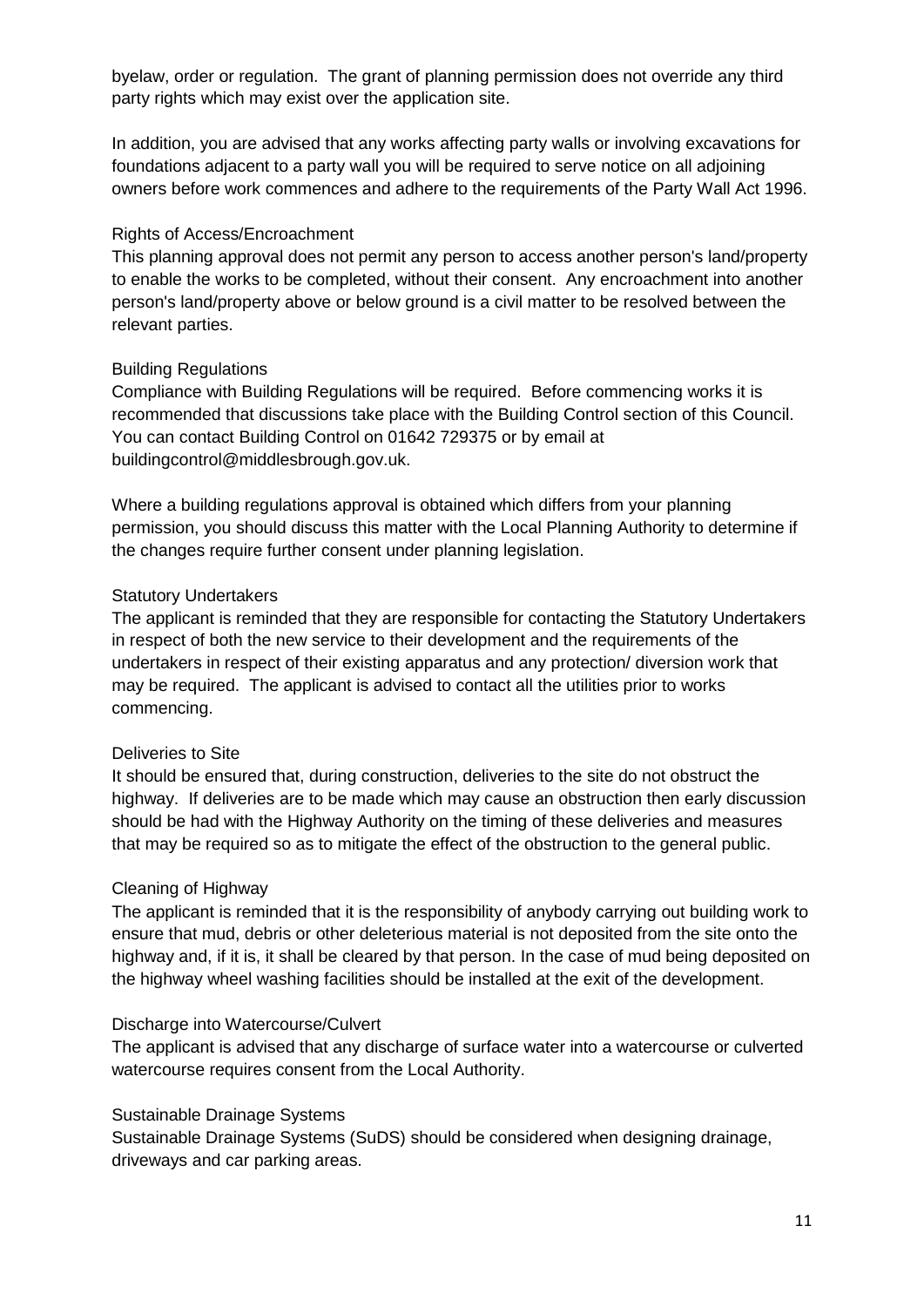byelaw, order or regulation. The grant of planning permission does not override any third party rights which may exist over the application site.

In addition, you are advised that any works affecting party walls or involving excavations for foundations adjacent to a party wall you will be required to serve notice on all adjoining owners before work commences and adhere to the requirements of the Party Wall Act 1996.

Rights of Access/Encroachment

This planning approval does not permit any person to access another person's land/property to enable the works to be completed, without their consent. Any encroachment into another person's land/property above or below ground is a civil matter to be resolved between the relevant parties.

Building Regulations

Compliance with Building Regulations will be required. Before commencing works it is recommended that discussions take place with the Building Control section of this Council. You can contact Building Control on 01642 729375 or by email at buildingcontrol@middlesbrough.gov.uk.

Where a building regulations approval is obtained which differs from your planning permission, you should discuss this matter with the Local Planning Authority to determine if the changes require further consent under planning legislation.

Statutory Undertakers

The applicant is reminded that they are responsible for contacting the Statutory Undertakers in respect of both the new service to their development and the requirements of the undertakers in respect of their existing apparatus and any protection/ diversion work that may be required. The applicant is advised to contact all the utilities prior to works commencing.

Deliveries to Site

It should be ensured that, during construction, deliveries to the site do not obstruct the highway. If deliveries are to be made which may cause an obstruction then early discussion should be had with the Highway Authority on the timing of these deliveries and measures that may be required so as to mitigate the effect of the obstruction to the general public.

Cleaning of Highway

The applicant is reminded that it is the responsibility of anybody carrying out building work to ensure that mud, debris or other deleterious material is not deposited from the site onto the highway and, if it is, it shall be cleared by that person. In the case of mud being deposited on the highway wheel washing facilities should be installed at the exit of the development.

Discharge into Watercourse/Culvert

The applicant is advised that any discharge of surface water into a watercourse or culverted watercourse requires consent from the Local Authority.

Sustainable Drainage Systems

Sustainable Drainage Systems (SuDS) should be considered when designing drainage, driveways and car parking areas.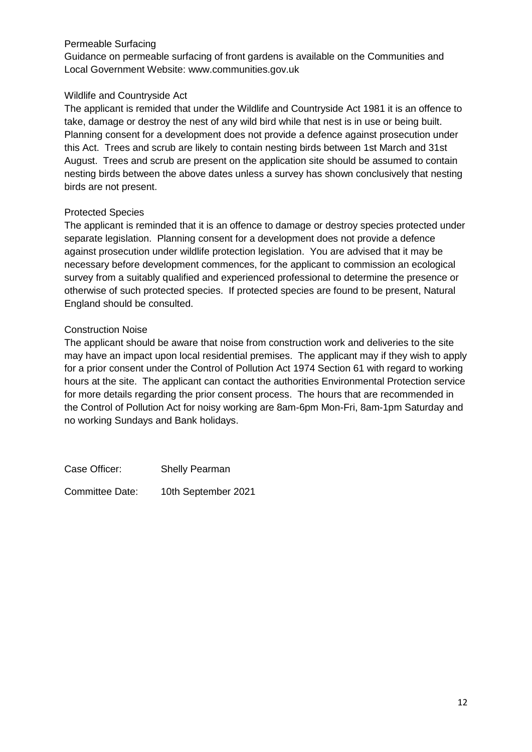### Permeable Surfacing

Guidance on permeable surfacing of front gardens is available on the Communities and Local Government Website: www.communities.gov.uk

### Wildlife and Countryside Act

The applicant is remided that under the Wildlife and Countryside Act 1981 it is an offence to take, damage or destroy the nest of any wild bird while that nest is in use or being built. Planning consent for a development does not provide a defence against prosecution under this Act. Trees and scrub are likely to contain nesting birds between 1st March and 31st August. Trees and scrub are present on the application site should be assumed to contain nesting birds between the above dates unless a survey has shown conclusively that nesting birds are not present.

### Protected Species

The applicant is reminded that it is an offence to damage or destroy species protected under separate legislation. Planning consent for a development does not provide a defence against prosecution under wildlife protection legislation. You are advised that it may be necessary before development commences, for the applicant to commission an ecological survey from a suitably qualified and experienced professional to determine the presence or otherwise of such protected species. If protected species are found to be present, Natural England should be consulted.

### Construction Noise

The applicant should be aware that noise from construction work and deliveries to the site may have an impact upon local residential premises. The applicant may if they wish to apply for a prior consent under the Control of Pollution Act 1974 Section 61 with regard to working hours at the site. The applicant can contact the authorities Environmental Protection service for more details regarding the prior consent process. The hours that are recommended in the Control of Pollution Act for noisy working are 8am-6pm Mon-Fri, 8am-1pm Saturday and no working Sundays and Bank holidays.

Case Officer: Shelly Pearman

Committee Date: 10th September 2021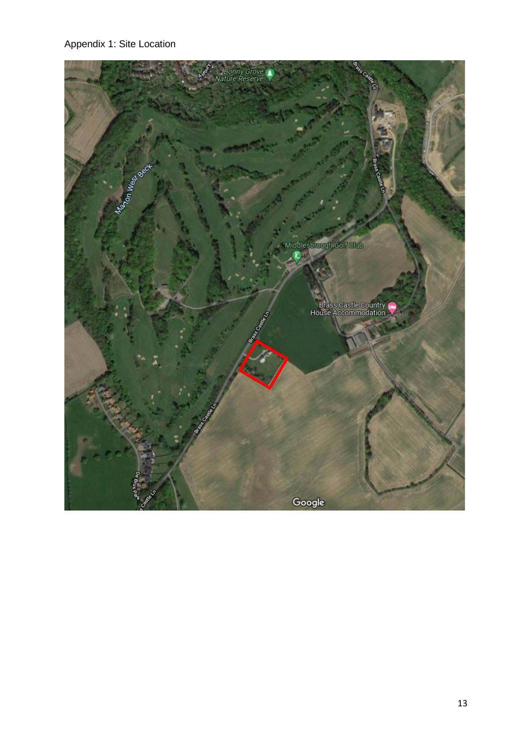Appendix 1: Site Location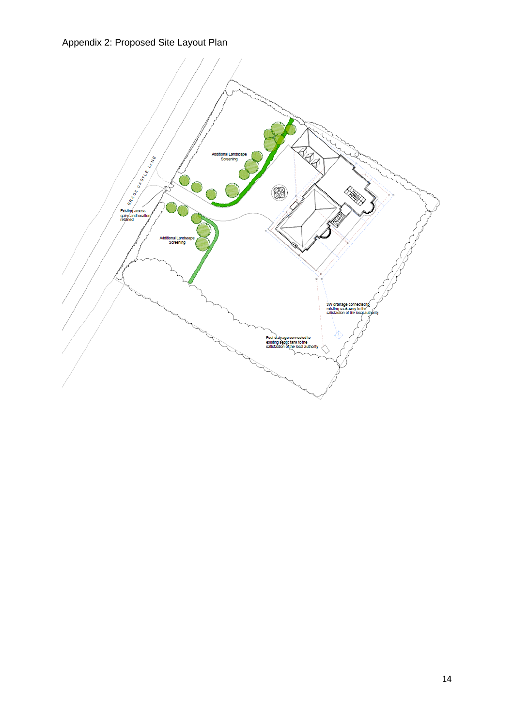Appendix 2: Proposed Site Layout Plan

BRASS CASTLE LANE

Additional Landscape Screening

Existing access gates and location retained

Additional Landscape Screening

SW drainage connected to existing soakaway to the satisfaction of the local authority

Foul drainage connected to existing septic tank to the satisfaction of the local authority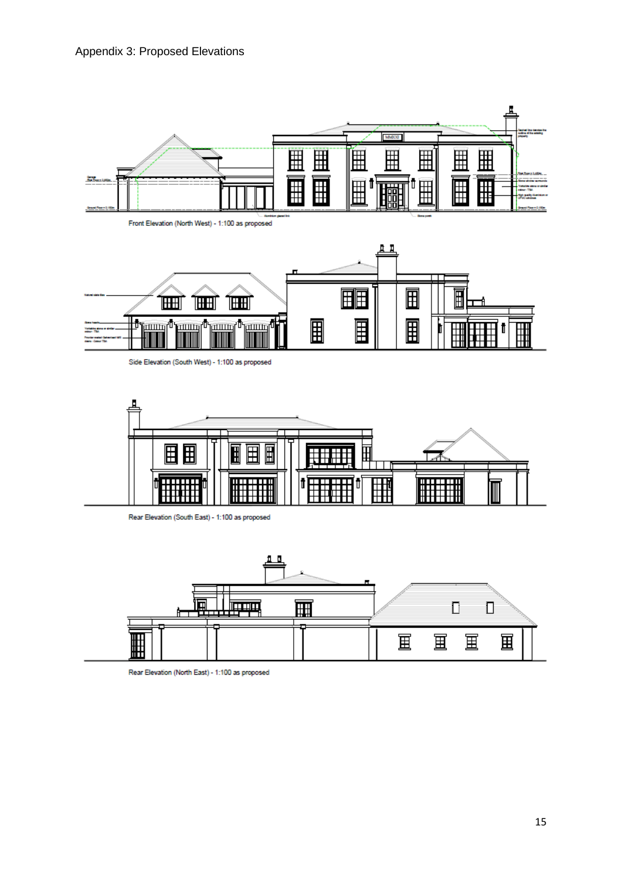Appendix 3: Proposed Elevations

Front Elevation (North West) - 1:100 as proposed

Side Elevation (South West) - 1:100 as proposed

Rear Elevation (South East) - 1:100 as proposed

Rear Elevation (North East) - 1:100 as proposed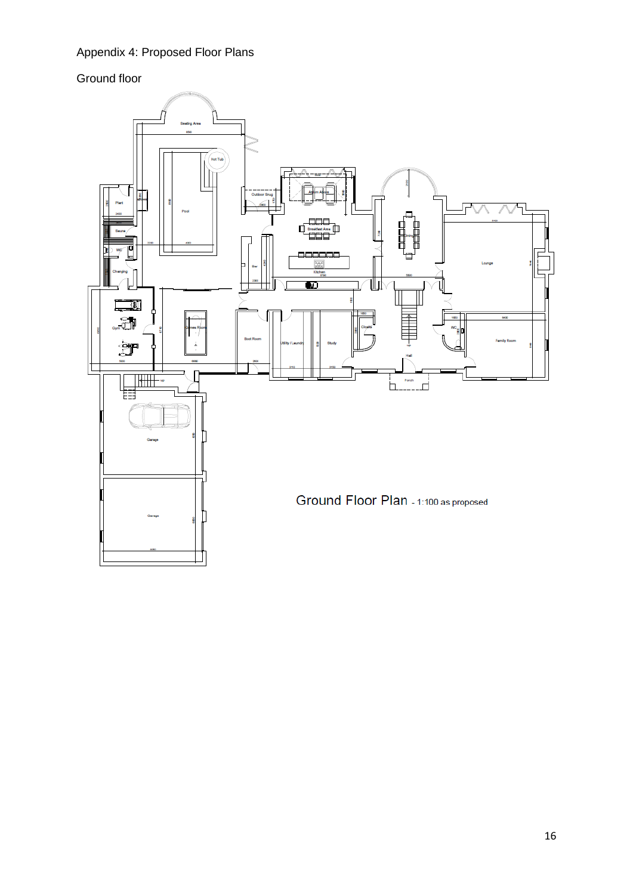Appendix 4: Proposed Floor Plans

Ground floor

Ground Floor Plan - 1:100 as proposed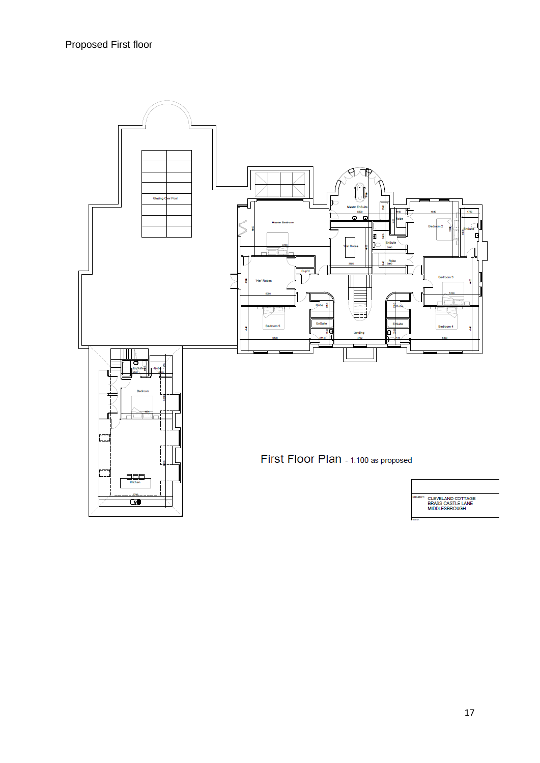# Proposed First floor

First Floor Plan - 1:100 as proposed

PROJECT: CLEVELAND COTTAGE
BRASS CASTLE LANE
MIDDLESBROUGH